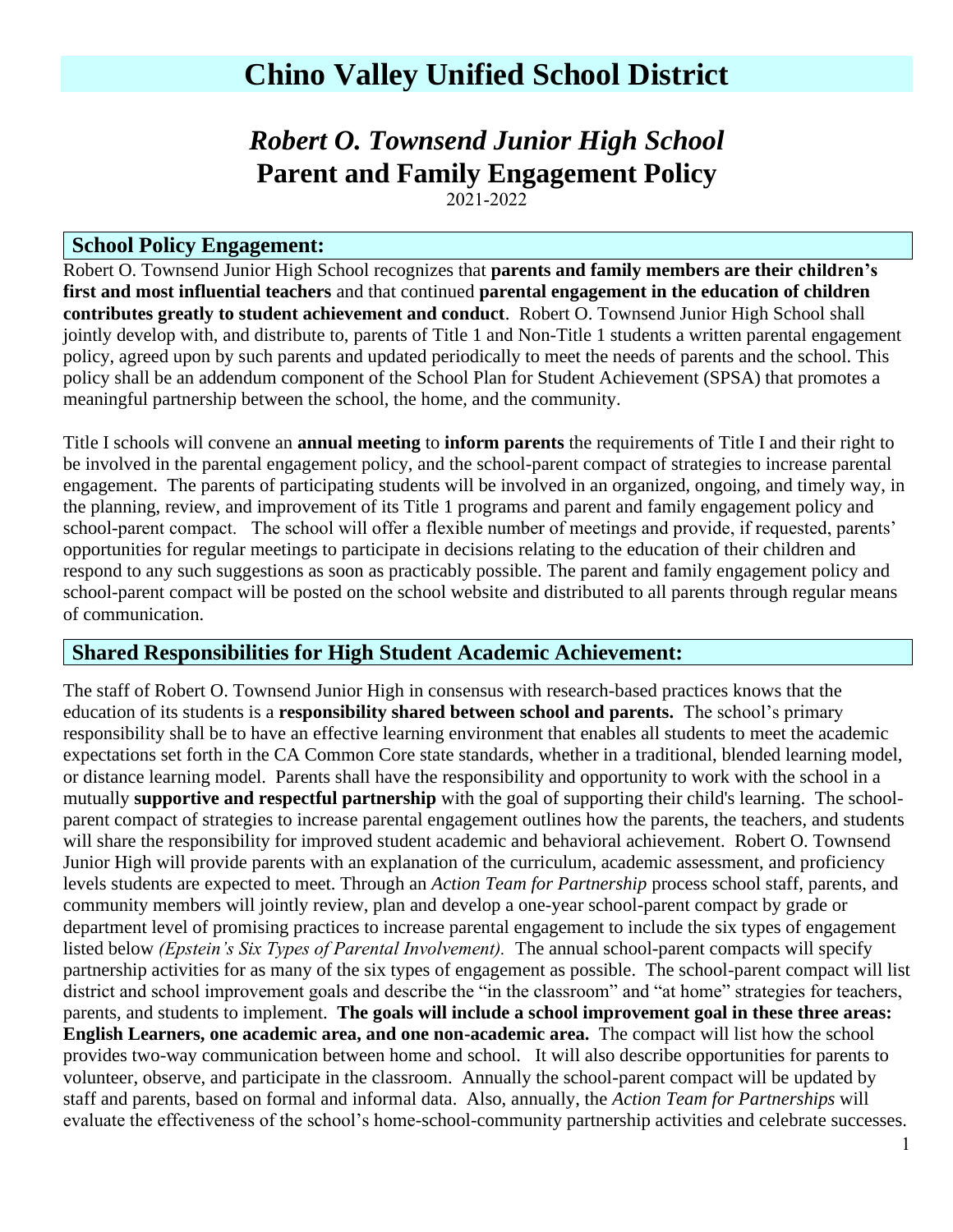# Chino Valley Unified School District

## *Robert O. Townsend Junior High School*
## Parent and Family Engagement Policy

2021-2022

### School Policy Engagement:

Robert O. Townsend Junior High School recognizes that **parents and family members are their children's first and most influential teachers** and that continued **parental engagement in the education of children contributes greatly to student achievement and conduct**. Robert O. Townsend Junior High School shall jointly develop with, and distribute to, parents of Title 1 and Non-Title 1 students a written parental engagement policy, agreed upon by such parents and updated periodically to meet the needs of parents and the school. This policy shall be an addendum component of the School Plan for Student Achievement (SPSA) that promotes a meaningful partnership between the school, the home, and the community.

Title I schools will convene an **annual meeting** to **inform parents** the requirements of Title I and their right to be involved in the parental engagement policy, and the school-parent compact of strategies to increase parental engagement. The parents of participating students will be involved in an organized, ongoing, and timely way, in the planning, review, and improvement of its Title 1 programs and parent and family engagement policy and school-parent compact. The school will offer a flexible number of meetings and provide, if requested, parents' opportunities for regular meetings to participate in decisions relating to the education of their children and respond to any such suggestions as soon as practicably possible. The parent and family engagement policy and school-parent compact will be posted on the school website and distributed to all parents through regular means of communication.

### Shared Responsibilities for High Student Academic Achievement:

The staff of Robert O. Townsend Junior High in consensus with research-based practices knows that the education of its students is a **responsibility shared between school and parents.** The school's primary responsibility shall be to have an effective learning environment that enables all students to meet the academic expectations set forth in the CA Common Core state standards, whether in a traditional, blended learning model, or distance learning model. Parents shall have the responsibility and opportunity to work with the school in a mutually **supportive and respectful partnership** with the goal of supporting their child's learning. The school-parent compact of strategies to increase parental engagement outlines how the parents, the teachers, and students will share the responsibility for improved student academic and behavioral achievement. Robert O. Townsend Junior High will provide parents with an explanation of the curriculum, academic assessment, and proficiency levels students are expected to meet. Through an *Action Team for Partnership* process school staff, parents, and community members will jointly review, plan and develop a one-year school-parent compact by grade or department level of promising practices to increase parental engagement to include the six types of engagement listed below *(Epstein's Six Types of Parental Involvement).* The annual school-parent compacts will specify partnership activities for as many of the six types of engagement as possible. The school-parent compact will list district and school improvement goals and describe the "in the classroom" and "at home" strategies for teachers, parents, and students to implement. **The goals will include a school improvement goal in these three areas: English Learners, one academic area, and one non-academic area.** The compact will list how the school provides two-way communication between home and school. It will also describe opportunities for parents to volunteer, observe, and participate in the classroom. Annually the school-parent compact will be updated by staff and parents, based on formal and informal data. Also, annually, the *Action Team for Partnerships* will evaluate the effectiveness of the school's home-school-community partnership activities and celebrate successes.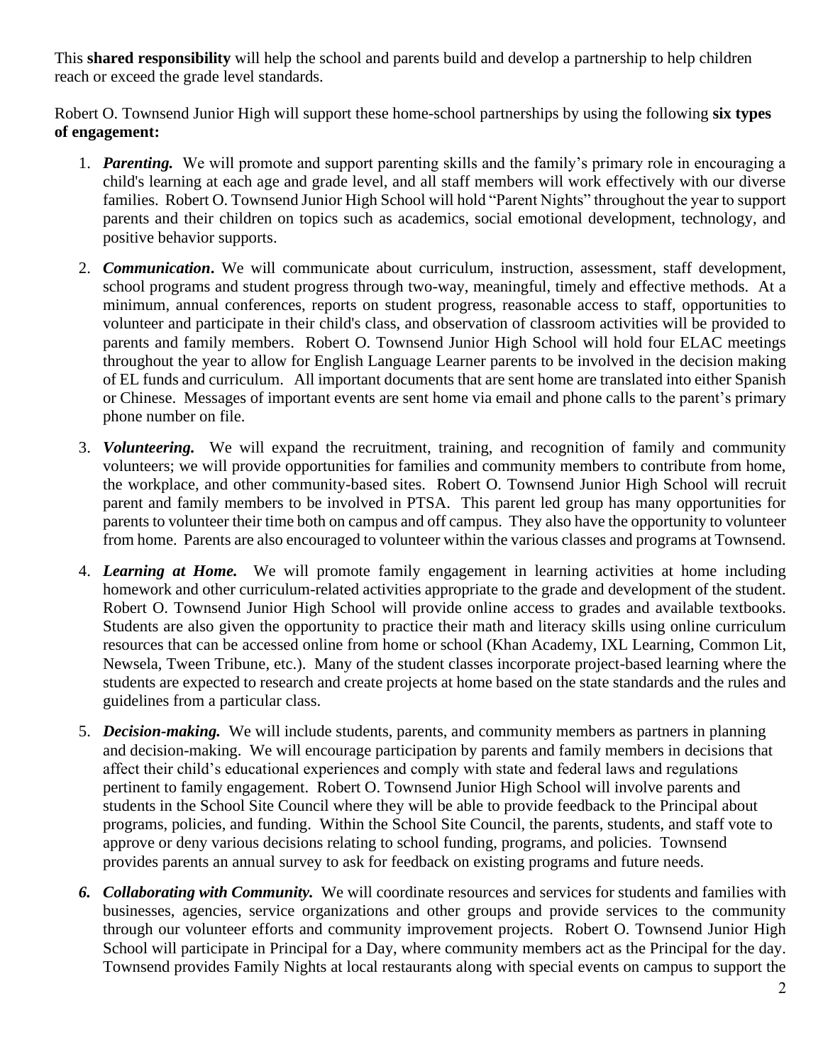This **shared responsibility** will help the school and parents build and develop a partnership to help children reach or exceed the grade level standards.

Robert O. Townsend Junior High will support these home-school partnerships by using the following **six types of engagement:**

1. ***Parenting.*** We will promote and support parenting skills and the family's primary role in encouraging a child's learning at each age and grade level, and all staff members will work effectively with our diverse families. Robert O. Townsend Junior High School will hold "Parent Nights" throughout the year to support parents and their children on topics such as academics, social emotional development, technology, and positive behavior supports.

2. ***Communication*.** We will communicate about curriculum, instruction, assessment, staff development, school programs and student progress through two-way, meaningful, timely and effective methods. At a minimum, annual conferences, reports on student progress, reasonable access to staff, opportunities to volunteer and participate in their child's class, and observation of classroom activities will be provided to parents and family members. Robert O. Townsend Junior High School will hold four ELAC meetings throughout the year to allow for English Language Learner parents to be involved in the decision making of EL funds and curriculum. All important documents that are sent home are translated into either Spanish or Chinese. Messages of important events are sent home via email and phone calls to the parent's primary phone number on file.

3. ***Volunteering.*** We will expand the recruitment, training, and recognition of family and community volunteers; we will provide opportunities for families and community members to contribute from home, the workplace, and other community-based sites. Robert O. Townsend Junior High School will recruit parent and family members to be involved in PTSA. This parent led group has many opportunities for parents to volunteer their time both on campus and off campus. They also have the opportunity to volunteer from home. Parents are also encouraged to volunteer within the various classes and programs at Townsend.

4. ***Learning at Home.*** We will promote family engagement in learning activities at home including homework and other curriculum-related activities appropriate to the grade and development of the student. Robert O. Townsend Junior High School will provide online access to grades and available textbooks. Students are also given the opportunity to practice their math and literacy skills using online curriculum resources that can be accessed online from home or school (Khan Academy, IXL Learning, Common Lit, Newsela, Tween Tribune, etc.). Many of the student classes incorporate project-based learning where the students are expected to research and create projects at home based on the state standards and the rules and guidelines from a particular class.

5. ***Decision-making.*** We will include students, parents, and community members as partners in planning and decision-making. We will encourage participation by parents and family members in decisions that affect their child's educational experiences and comply with state and federal laws and regulations pertinent to family engagement. Robert O. Townsend Junior High School will involve parents and students in the School Site Council where they will be able to provide feedback to the Principal about programs, policies, and funding. Within the School Site Council, the parents, students, and staff vote to approve or deny various decisions relating to school funding, programs, and policies. Townsend provides parents an annual survey to ask for feedback on existing programs and future needs.

6. ***Collaborating with Community.*** We will coordinate resources and services for students and families with businesses, agencies, service organizations and other groups and provide services to the community through our volunteer efforts and community improvement projects. Robert O. Townsend Junior High School will participate in Principal for a Day, where community members act as the Principal for the day. Townsend provides Family Nights at local restaurants along with special events on campus to support the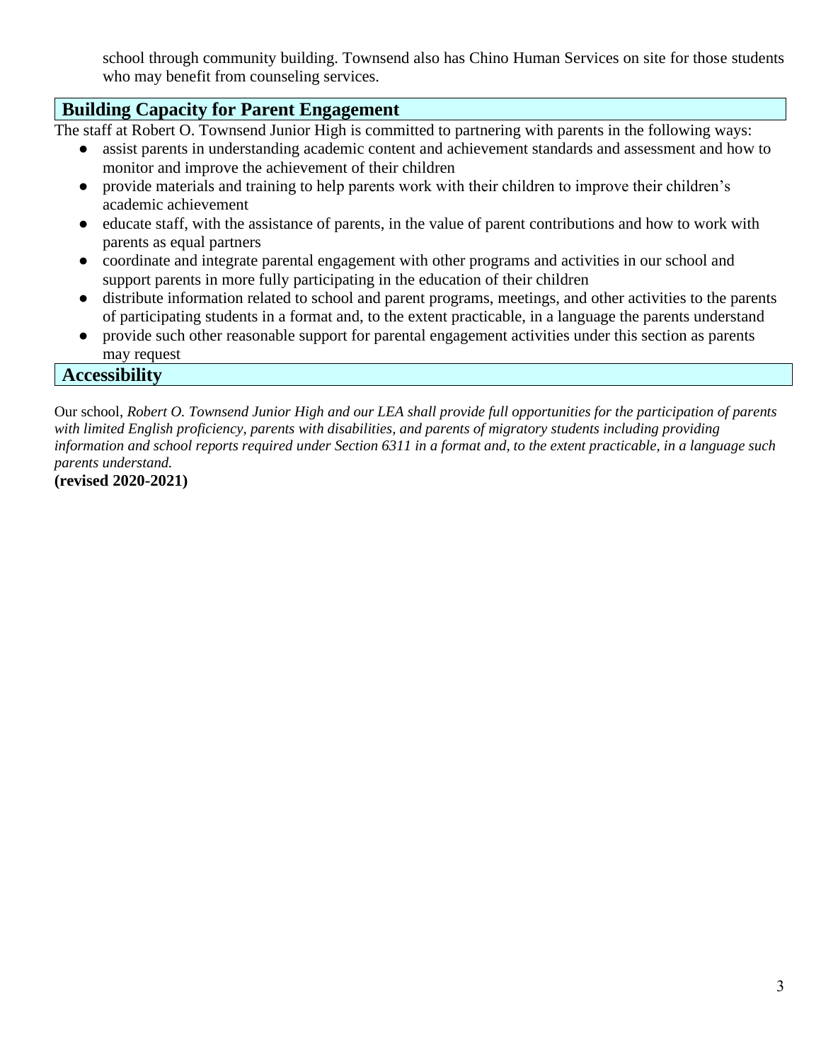school through community building. Townsend also has Chino Human Services on site for those students who may benefit from counseling services.

## Building Capacity for Parent Engagement

The staff at Robert O. Townsend Junior High is committed to partnering with parents in the following ways:

- assist parents in understanding academic content and achievement standards and assessment and how to monitor and improve the achievement of their children
- provide materials and training to help parents work with their children to improve their children's academic achievement
- educate staff, with the assistance of parents, in the value of parent contributions and how to work with parents as equal partners
- coordinate and integrate parental engagement with other programs and activities in our school and support parents in more fully participating in the education of their children
- distribute information related to school and parent programs, meetings, and other activities to the parents of participating students in a format and, to the extent practicable, in a language the parents understand
- provide such other reasonable support for parental engagement activities under this section as parents may request

## Accessibility

Our school, *Robert O. Townsend Junior High and our LEA shall provide full opportunities for the participation of parents with limited English proficiency, parents with disabilities, and parents of migratory students including providing information and school reports required under Section 6311 in a format and, to the extent practicable, in a language such parents understand.*

**(revised 2020-2021)**